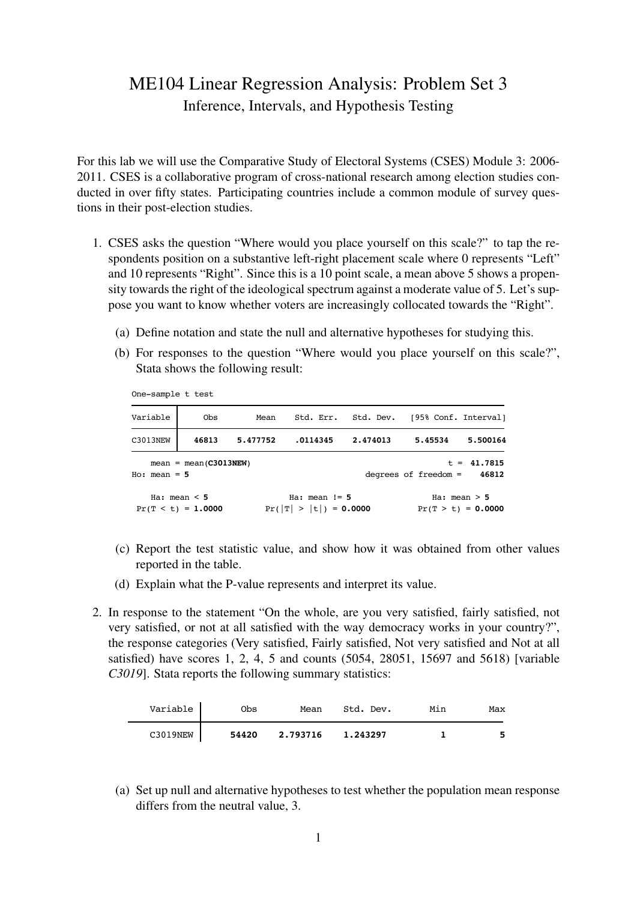# ME104 Linear Regression Analysis: Problem Set 3

Inference, Intervals, and Hypothesis Testing

For this lab we will use the Comparative Study of Electoral Systems (CSES) Module 3: 2006-2011. CSES is a collaborative program of cross-national research among election studies conducted in over fifty states. Participating countries include a common module of survey questions in their post-election studies.

1. CSES asks the question "Where would you place yourself on this scale?" to tap the respondents position on a substantive left-right placement scale where 0 represents "Left" and 10 represents "Right". Since this is a 10 point scale, a mean above 5 shows a propensity towards the right of the ideological spectrum against a moderate value of 5. Let's suppose you want to know whether voters are increasingly collocated towards the "Right".

   (a) Define notation and state the null and alternative hypotheses for studying this.

   (b) For responses to the question "Where would you place yourself on this scale?", Stata shows the following result:

```
One-sample t test
------------------------------------------------------------------------------
Variable |     Obs        Mean    Std. Err.   Std. Dev.   [95% Conf. Interval]
---------+--------------------------------------------------------------------
C3013NEW |   46813    5.477752    .0114345    2.474013     5.45534    5.500164
------------------------------------------------------------------------------
    mean = mean(C3013NEW)                                     t =  41.7815
Ho: mean = 5                                 degrees of freedom =    46812

    Ha: mean < 5                 Ha: mean != 5                 Ha: mean > 5
 Pr(T < t) = 1.0000         Pr(|T| > |t|) = 0.0000          Pr(T > t) = 0.0000
```

   (c) Report the test statistic value, and show how it was obtained from other values reported in the table.

   (d) Explain what the P-value represents and interpret its value.

2. In response to the statement "On the whole, are you very satisfied, fairly satisfied, not very satisfied, or not at all satisfied with the way democracy works in your country?", the response categories (Very satisfied, Fairly satisfied, Not very satisfied and Not at all satisfied) have scores 1, 2, 4, 5 and counts (5054, 28051, 15697 and 5618) [variable *C3019*]. Stata reports the following summary statistics:

| Variable | Obs | Mean | Std. Dev. | Min | Max |
|---|---|---|---|---|---|
| C3019NEW | 54420 | 2.793716 | 1.243297 | 1 | 5 |

   (a) Set up null and alternative hypotheses to test whether the population mean response differs from the neutral value, 3.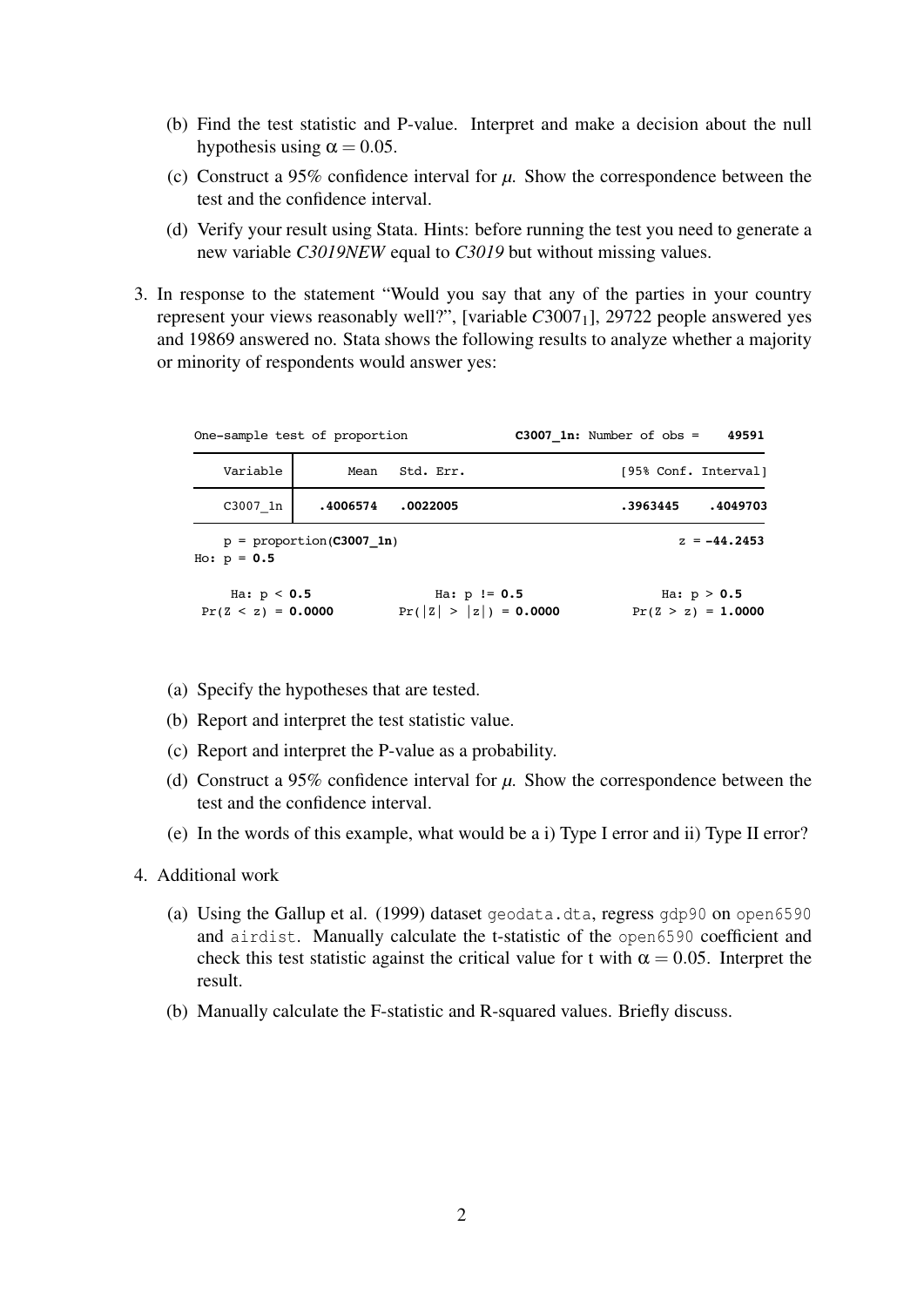(b) Find the test statistic and P-value. Interpret and make a decision about the null hypothesis using $\alpha = 0.05$.

(c) Construct a 95% confidence interval for $\mu$. Show the correspondence between the test and the confidence interval.

(d) Verify your result using Stata. Hints: before running the test you need to generate a new variable *C3019NEW* equal to *C3019* but without missing values.

3. In response to the statement "Would you say that any of the parties in your country represent your views reasonably well?", [variable $C3007_1$], 29722 people answered yes and 19869 answered no. Stata shows the following results to analyze whether a majority or minority of respondents would answer yes:

```
One-sample test of proportion                  C3007_1n: Number of obs =     49591

    Variable |       Mean   Std. Err.                     [95% Conf. Interval]
-------------+---------------------------------------------------------------
    C3007_1n |   .4006574   .0022005                      .3963445    .4049703

    p = proportion(C3007_1n)                                  z = -44.2453
Ho: p = 0.5

     Ha: p < 0.5                 Ha: p != 0.5                 Ha: p > 0.5
 Pr(Z < z) = 0.0000         Pr(|Z| > |z|) = 0.0000          Pr(Z > z) = 1.0000
```

(a) Specify the hypotheses that are tested.

(b) Report and interpret the test statistic value.

(c) Report and interpret the P-value as a probability.

(d) Construct a 95% confidence interval for $\mu$. Show the correspondence between the test and the confidence interval.

(e) In the words of this example, what would be a i) Type I error and ii) Type II error?

4. Additional work

(a) Using the Gallup et al. (1999) dataset `geodata.dta`, regress `gdp90` on `open6590` and `airdist`. Manually calculate the t-statistic of the `open6590` coefficient and check this test statistic against the critical value for t with $\alpha = 0.05$. Interpret the result.

(b) Manually calculate the F-statistic and R-squared values. Briefly discuss.